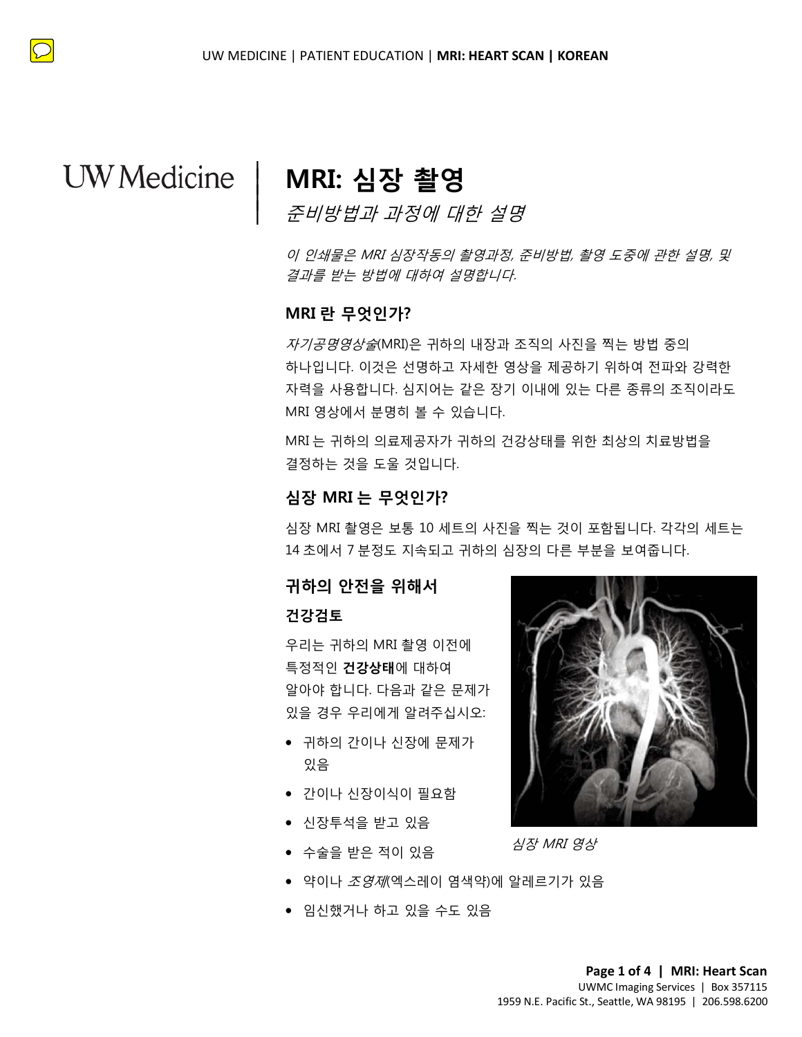# MRI: 심장 촬영

*준비방법과 과정에 대한 설명*

*이 인쇄물은 MRI 심장작동의 촬영과정, 준비방법, 촬영 도중에 관한 설명, 및 결과를 받는 방법에 대하여 설명합니다.*

## MRI 란 무엇인가?

*자기공명영상술*(MRI)은 귀하의 내장과 조직의 사진을 찍는 방법 중의 하나입니다. 이것은 선명하고 자세한 영상을 제공하기 위하여 전파와 강력한 자력을 사용합니다. 심지어는 같은 장기 이내에 있는 다른 종류의 조직이라도 MRI 영상에서 분명히 볼 수 있습니다.

MRI 는 귀하의 의료제공자가 귀하의 건강상태를 위한 최상의 치료방법을 결정하는 것을 도울 것입니다.

## 심장 MRI 는 무엇인가?

심장 MRI 촬영은 보통 10 세트의 사진을 찍는 것이 포함됩니다. 각각의 세트는 14 초에서 7 분정도 지속되고 귀하의 심장의 다른 부분을 보여줍니다.

## 귀하의 안전을 위해서

### 건강검토

우리는 귀하의 MRI 촬영 이전에 특정적인 **건강상태**에 대하여 알아야 합니다. 다음과 같은 문제가 있을 경우 우리에게 알려주십시오:

- 귀하의 간이나 신장에 문제가 있음
- 간이나 신장이식이 필요함
- 신장투석을 받고 있음
- 수술을 받은 적이 있음
- 약이나 *조영제*(엑스레이 염색약)에 알레르기가 있음
- 임신했거나 하고 있을 수도 있음

*심장 MRI 영상*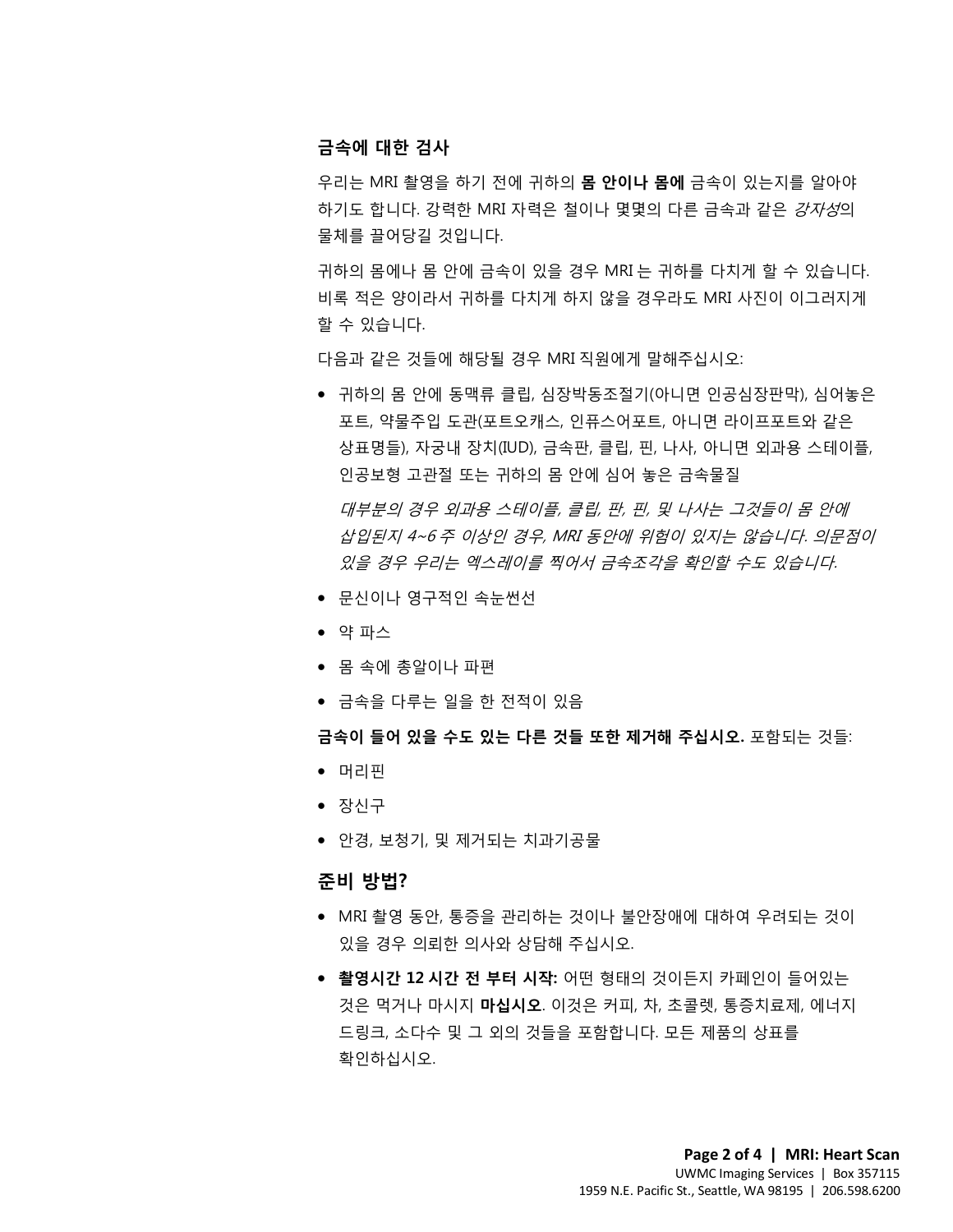### 금속에 대한 검사

우리는 MRI 촬영을 하기 전에 귀하의 **몸 안이나 몸에** 금속이 있는지를 알아야 하기도 합니다. 강력한 MRI 자력은 철이나 몇몇의 다른 금속과 같은 *강자성*의 물체를 끌어당길 것입니다.

귀하의 몸에나 몸 안에 금속이 있을 경우 MRI 는 귀하를 다치게 할 수 있습니다. 비록 적은 양이라서 귀하를 다치게 하지 않을 경우라도 MRI 사진이 이그러지게 할 수 있습니다.

다음과 같은 것들에 해당될 경우 MRI 직원에게 말해주십시오:

- 귀하의 몸 안에 동맥류 클립, 심장박동조절기(아니면 인공심장판막), 심어놓은 포트, 약물주입 도관(포트오캐스, 인퓨스어포트, 아니면 라이프포트와 같은 상표명들), 자궁내 장치(IUD), 금속판, 클립, 핀, 나사, 아니면 외과용 스테이플, 인공보형 고관절 또는 귀하의 몸 안에 심어 놓은 금속물질

  *대부분의 경우 외과용 스테이플, 클립, 판, 핀, 및 나사는 그것들이 몸 안에 삽입된지 4~6 주 이상인 경우, MRI 동안에 위험이 있지는 않습니다. 의문점이 있을 경우 우리는 엑스레이를 찍어서 금속조각을 확인할 수도 있습니다.*

- 문신이나 영구적인 속눈썹선
- 약 파스
- 몸 속에 총알이나 파편
- 금속을 다루는 일을 한 전적이 있음

**금속이 들어 있을 수도 있는 다른 것들 또한 제거해 주십시오.** 포함되는 것들:

- 머리핀
- 장신구
- 안경, 보청기, 및 제거되는 치과기공물

## 준비 방법?

- MRI 촬영 동안, 통증을 관리하는 것이나 불안장애에 대하여 우려되는 것이 있을 경우 의뢰한 의사와 상담해 주십시오.
- **촬영시간 12 시간 전 부터 시작:** 어떤 형태의 것이든지 카페인이 들어있는 것은 먹거나 마시지 **마십시오**. 이것은 커피, 차, 초콜렛, 통증치료제, 에너지 드링크, 소다수 및 그 외의 것들을 포함합니다. 모든 제품의 상표를 확인하십시오.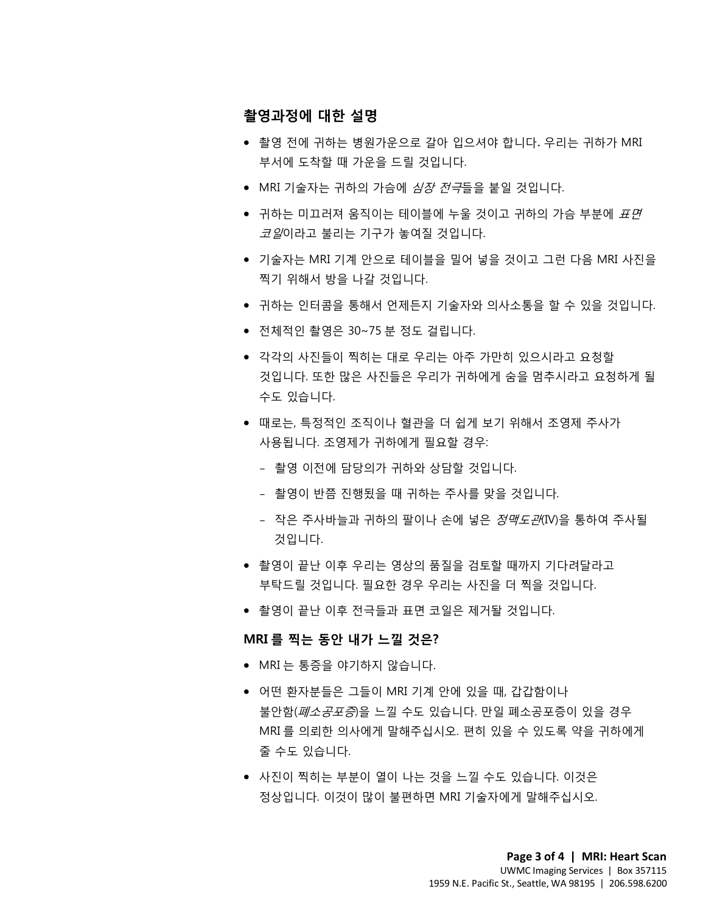### 촬영과정에 대한 설명

- 촬영 전에 귀하는 병원가운으로 갈아 입으셔야 합니다. 우리는 귀하가 MRI 부서에 도착할 때 가운을 드릴 것입니다.
- MRI 기술자는 귀하의 가슴에 *심장 전극*들을 붙일 것입니다.
- 귀하는 미끄러져 움직이는 테이블에 누울 것이고 귀하의 가슴 부분에 *표면 코일*이라고 불리는 기구가 놓여질 것입니다.
- 기술자는 MRI 기계 안으로 테이블을 밀어 넣을 것이고 그런 다음 MRI 사진을 찍기 위해서 방을 나갈 것입니다.
- 귀하는 인터콤을 통해서 언제든지 기술자와 의사소통을 할 수 있을 것입니다.
- 전체적인 촬영은 30~75 분 정도 걸립니다.
- 각각의 사진들이 찍히는 대로 우리는 아주 가만히 있으시라고 요청할 것입니다. 또한 많은 사진들은 우리가 귀하에게 숨을 멈추시라고 요청하게 될 수도 있습니다.
- 때로는, 특정적인 조직이나 혈관을 더 쉽게 보기 위해서 조영제 주사가 사용됩니다. 조영제가 귀하에게 필요할 경우:
  - 촬영 이전에 담당의가 귀하와 상담할 것입니다.
  - 촬영이 반쯤 진행됐을 때 귀하는 주사를 맞을 것입니다.
  - 작은 주사바늘과 귀하의 팔이나 손에 넣은 *정맥도관*(IV)을 통하여 주사될 것입니다.
- 촬영이 끝난 이후 우리는 영상의 품질을 검토할 때까지 기다려달라고 부탁드릴 것입니다. 필요한 경우 우리는 사진을 더 찍을 것입니다.
- 촬영이 끝난 이후 전극들과 표면 코일은 제거될 것입니다.

### MRI 를 찍는 동안 내가 느낄 것은?

- MRI 는 통증을 야기하지 않습니다.
- 어떤 환자분들은 그들이 MRI 기계 안에 있을 때, 갑갑함이나 불안함(*폐소공포증*)을 느낄 수도 있습니다. 만일 폐소공포증이 있을 경우 MRI 를 의뢰한 의사에게 말해주십시오. 편히 있을 수 있도록 약을 귀하에게 줄 수도 있습니다.
- 사진이 찍히는 부분이 열이 나는 것을 느낄 수도 있습니다. 이것은 정상입니다. 이것이 많이 불편하면 MRI 기술자에게 말해주십시오.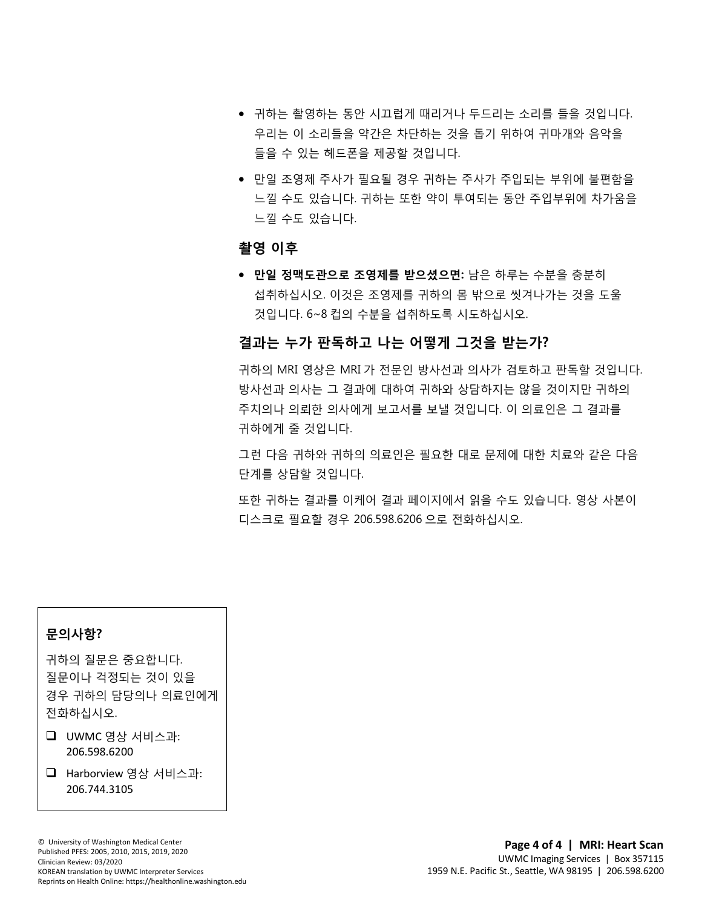- 귀하는 촬영하는 동안 시끄럽게 때리거나 두드리는 소리를 들을 것입니다. 우리는 이 소리들을 약간은 차단하는 것을 돕기 위하여 귀마개와 음악을 들을 수 있는 헤드폰을 제공할 것입니다.
- 만일 조영제 주사가 필요될 경우 귀하는 주사가 주입되는 부위에 불편함을 느낄 수도 있습니다. 귀하는 또한 약이 투여되는 동안 주입부위에 차가움을 느낄 수도 있습니다.

### 촬영 이후

- **만일 정맥도관으로 조영제를 받으셨으면:** 남은 하루는 수분을 충분히 섭취하십시오. 이것은 조영제를 귀하의 몸 밖으로 씻겨나가는 것을 도울 것입니다. 6~8 컵의 수분을 섭취하도록 시도하십시오.

### 결과는 누가 판독하고 나는 어떻게 그것을 받는가?

귀하의 MRI 영상은 MRI 가 전문인 방사선과 의사가 검토하고 판독할 것입니다. 방사선과 의사는 그 결과에 대하여 귀하와 상담하지는 않을 것이지만 귀하의 주치의나 의뢰한 의사에게 보고서를 보낼 것입니다. 이 의료인은 그 결과를 귀하에게 줄 것입니다.

그런 다음 귀하와 귀하의 의료인은 필요한 대로 문제에 대한 치료와 같은 다음 단계를 상담할 것입니다.

또한 귀하는 결과를 이케어 결과 페이지에서 읽을 수도 있습니다. 영상 사본이 디스크로 필요할 경우 206.598.6206 으로 전화하십시오.

**문의사항?**

귀하의 질문은 중요합니다. 질문이나 걱정되는 것이 있을 경우 귀하의 담당의나 의료인에게 전화하십시오.

- ☐ UWMC 영상 서비스과: 206.598.6200
- ☐ Harborview 영상 서비스과: 206.744.3105

© University of Washington Medical Center
Published PFES: 2005, 2010, 2015, 2019, 2020
Clinician Review: 03/2020
KOREAN translation by UWMC Interpreter Services
Reprints on Health Online: https://healthonline.washington.edu

**MRI: Heart Scan**
UWMC Imaging Services | Box 357115
1959 N.E. Pacific St., Seattle, WA 98195 | 206.598.6200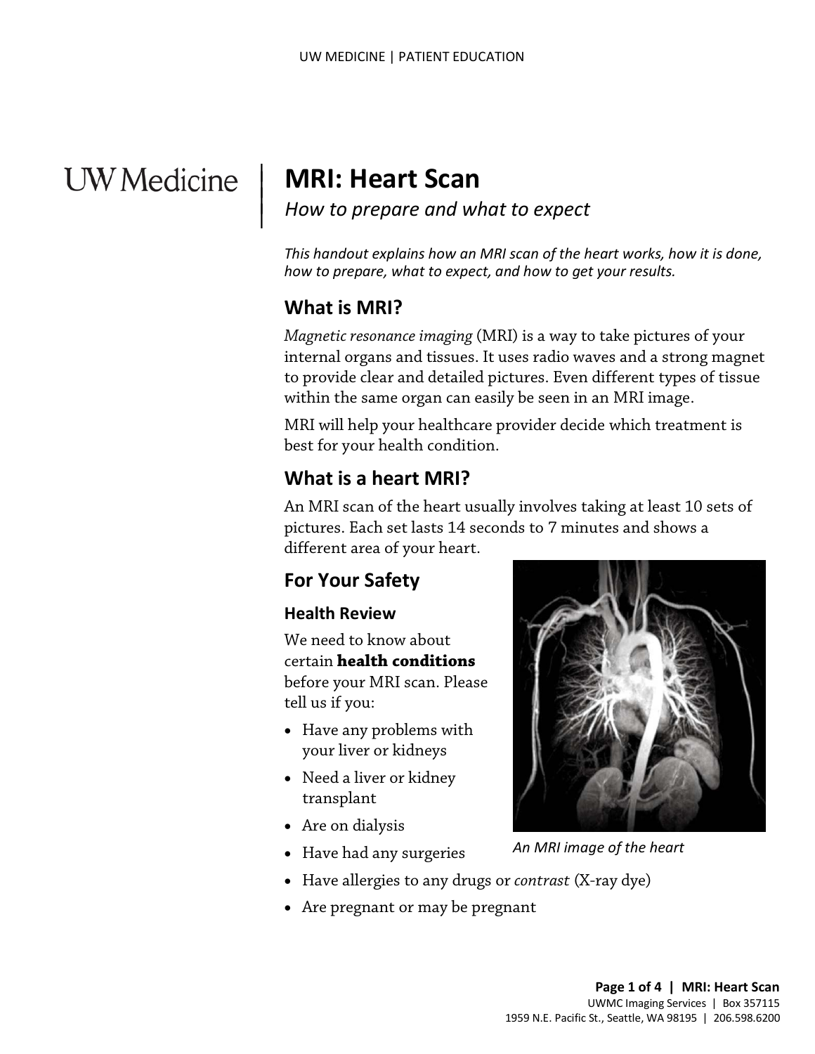# MRI: Heart Scan

*How to prepare and what to expect*

*This handout explains how an MRI scan of the heart works, how it is done, how to prepare, what to expect, and how to get your results.*

## What is MRI?

*Magnetic resonance imaging* (MRI) is a way to take pictures of your internal organs and tissues. It uses radio waves and a strong magnet to provide clear and detailed pictures. Even different types of tissue within the same organ can easily be seen in an MRI image.

MRI will help your healthcare provider decide which treatment is best for your health condition.

## What is a heart MRI?

An MRI scan of the heart usually involves taking at least 10 sets of pictures. Each set lasts 14 seconds to 7 minutes and shows a different area of your heart.

## For Your Safety

### Health Review

We need to know about certain **health conditions** before your MRI scan. Please tell us if you:

- Have any problems with your liver or kidneys
- Need a liver or kidney transplant
- Are on dialysis
- Have had any surgeries
- Have allergies to any drugs or *contrast* (X-ray dye)
- Are pregnant or may be pregnant

*An MRI image of the heart*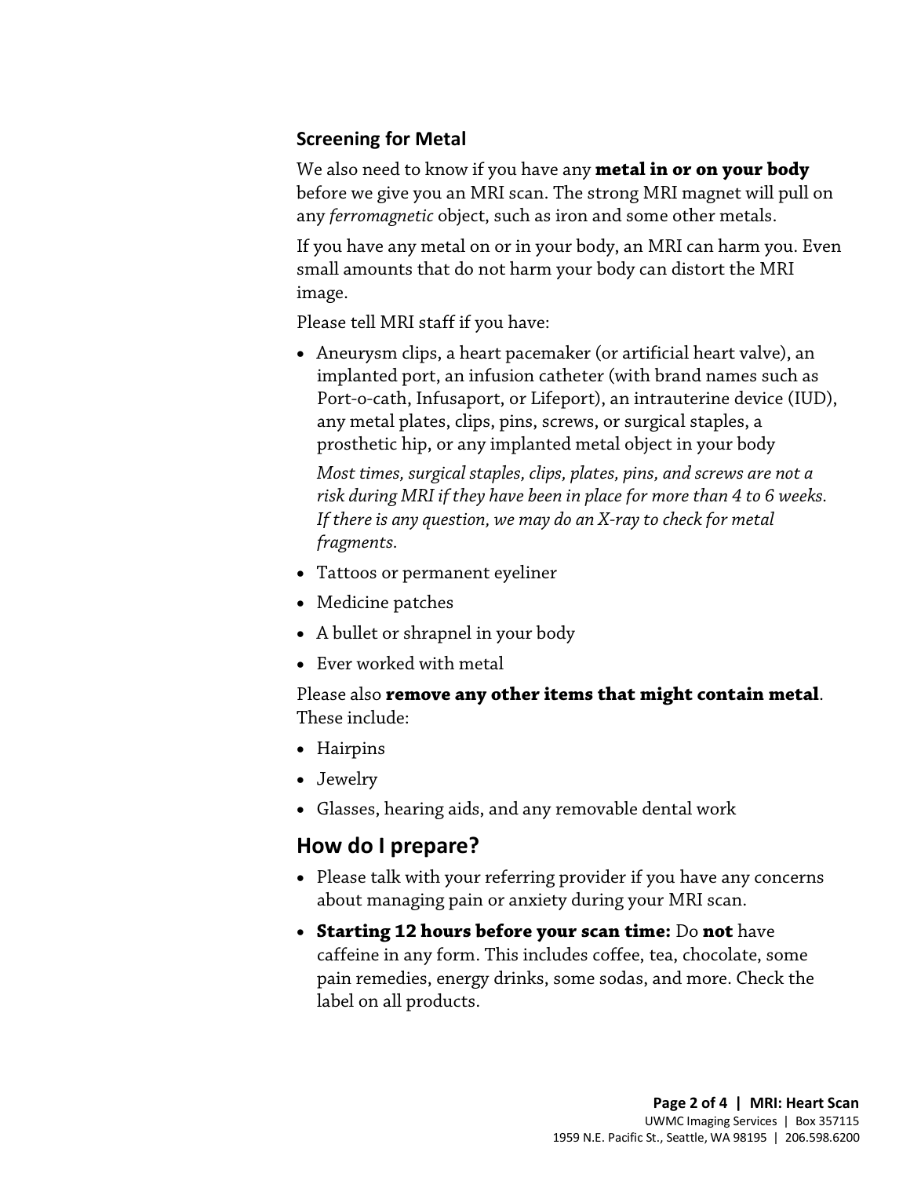### Screening for Metal

We also need to know if you have any **metal in or on your body** before we give you an MRI scan. The strong MRI magnet will pull on any *ferromagnetic* object, such as iron and some other metals.

If you have any metal on or in your body, an MRI can harm you. Even small amounts that do not harm your body can distort the MRI image.

Please tell MRI staff if you have:

- Aneurysm clips, a heart pacemaker (or artificial heart valve), an implanted port, an infusion catheter (with brand names such as Port-o-cath, Infusaport, or Lifeport), an intrauterine device (IUD), any metal plates, clips, pins, screws, or surgical staples, a prosthetic hip, or any implanted metal object in your body

  *Most times, surgical staples, clips, plates, pins, and screws are not a risk during MRI if they have been in place for more than 4 to 6 weeks. If there is any question, we may do an X-ray to check for metal fragments.*

- Tattoos or permanent eyeliner
- Medicine patches
- A bullet or shrapnel in your body
- Ever worked with metal

Please also **remove any other items that might contain metal**. These include:

- Hairpins
- Jewelry
- Glasses, hearing aids, and any removable dental work

## How do I prepare?

- Please talk with your referring provider if you have any concerns about managing pain or anxiety during your MRI scan.
- **Starting 12 hours before your scan time:** Do **not** have caffeine in any form. This includes coffee, tea, chocolate, some pain remedies, energy drinks, some sodas, and more. Check the label on all products.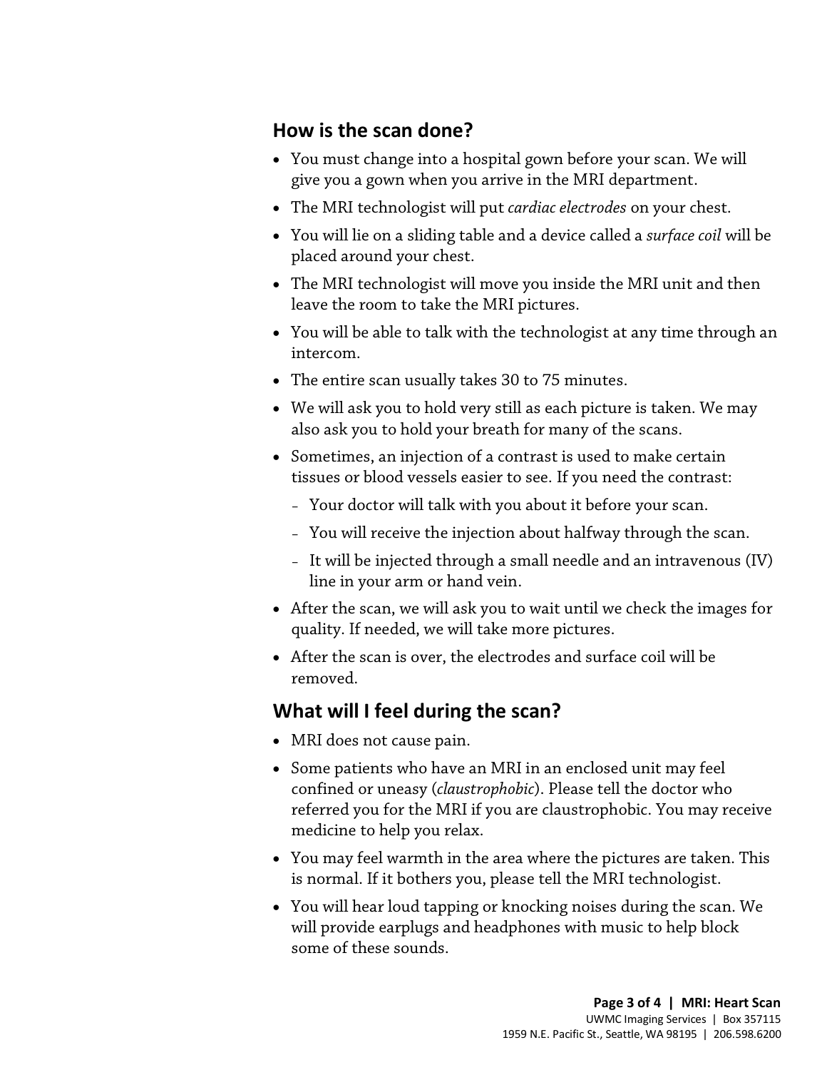## How is the scan done?

- You must change into a hospital gown before your scan. We will give you a gown when you arrive in the MRI department.
- The MRI technologist will put *cardiac electrodes* on your chest.
- You will lie on a sliding table and a device called a *surface coil* will be placed around your chest.
- The MRI technologist will move you inside the MRI unit and then leave the room to take the MRI pictures.
- You will be able to talk with the technologist at any time through an intercom.
- The entire scan usually takes 30 to 75 minutes.
- We will ask you to hold very still as each picture is taken. We may also ask you to hold your breath for many of the scans.
- Sometimes, an injection of a contrast is used to make certain tissues or blood vessels easier to see. If you need the contrast:
  - Your doctor will talk with you about it before your scan.
  - You will receive the injection about halfway through the scan.
  - It will be injected through a small needle and an intravenous (IV) line in your arm or hand vein.
- After the scan, we will ask you to wait until we check the images for quality. If needed, we will take more pictures.
- After the scan is over, the electrodes and surface coil will be removed.

## What will I feel during the scan?

- MRI does not cause pain.
- Some patients who have an MRI in an enclosed unit may feel confined or uneasy (*claustrophobic*). Please tell the doctor who referred you for the MRI if you are claustrophobic. You may receive medicine to help you relax.
- You may feel warmth in the area where the pictures are taken. This is normal. If it bothers you, please tell the MRI technologist.
- You will hear loud tapping or knocking noises during the scan. We will provide earplugs and headphones with music to help block some of these sounds.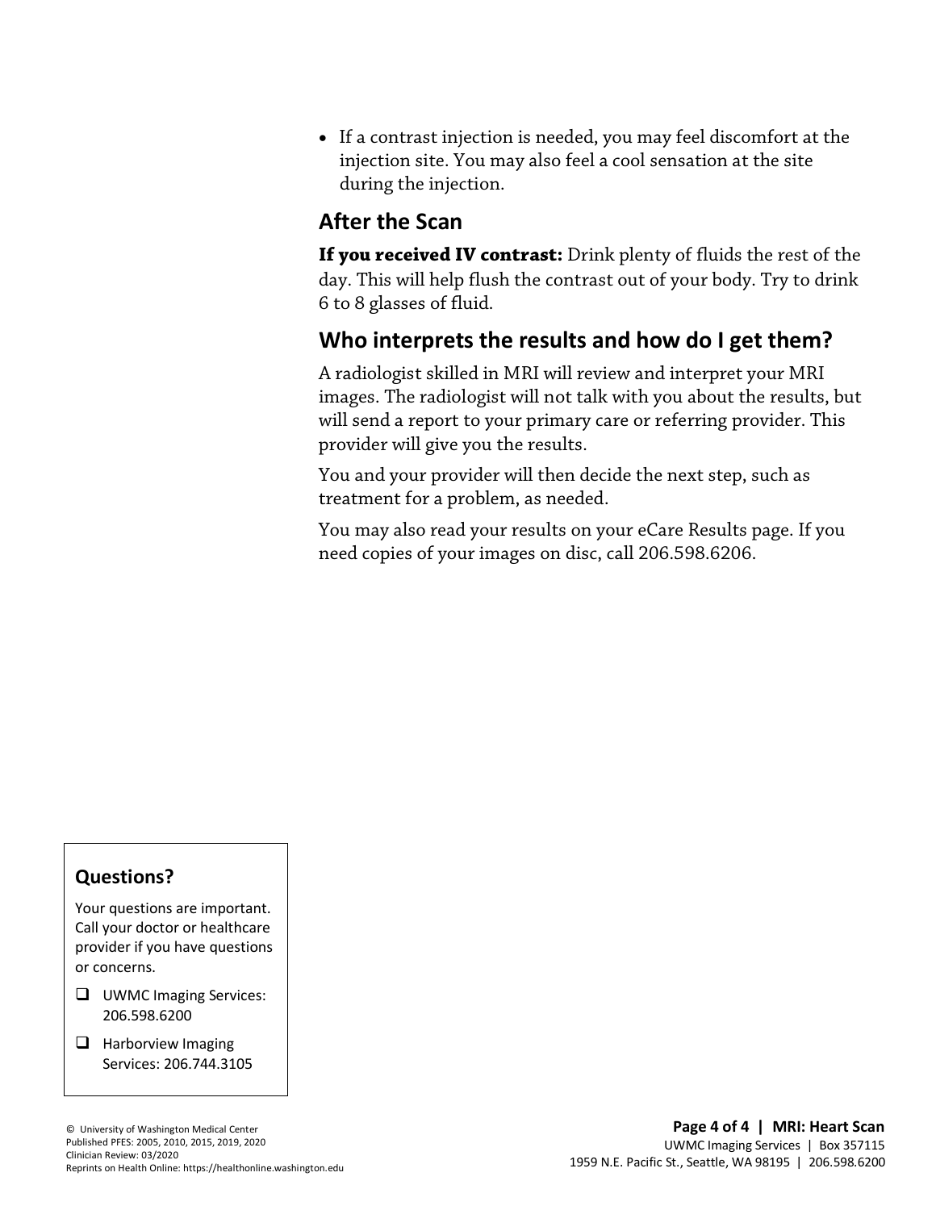- If a contrast injection is needed, you may feel discomfort at the injection site. You may also feel a cool sensation at the site during the injection.

## After the Scan

**If you received IV contrast:** Drink plenty of fluids the rest of the day. This will help flush the contrast out of your body. Try to drink 6 to 8 glasses of fluid.

## Who interprets the results and how do I get them?

A radiologist skilled in MRI will review and interpret your MRI images. The radiologist will not talk with you about the results, but will send a report to your primary care or referring provider. This provider will give you the results.

You and your provider will then decide the next step, such as treatment for a problem, as needed.

You may also read your results on your eCare Results page. If you need copies of your images on disc, call 206.598.6206.

### Questions?

Your questions are important. Call your doctor or healthcare provider if you have questions or concerns.

- ❑ UWMC Imaging Services: 206.598.6200
- ❑ Harborview Imaging Services: 206.744.3105

© University of Washington Medical Center
Published PFES: 2005, 2010, 2015, 2019, 2020
Clinician Review: 03/2020
Reprints on Health Online: https://healthonline.washington.edu